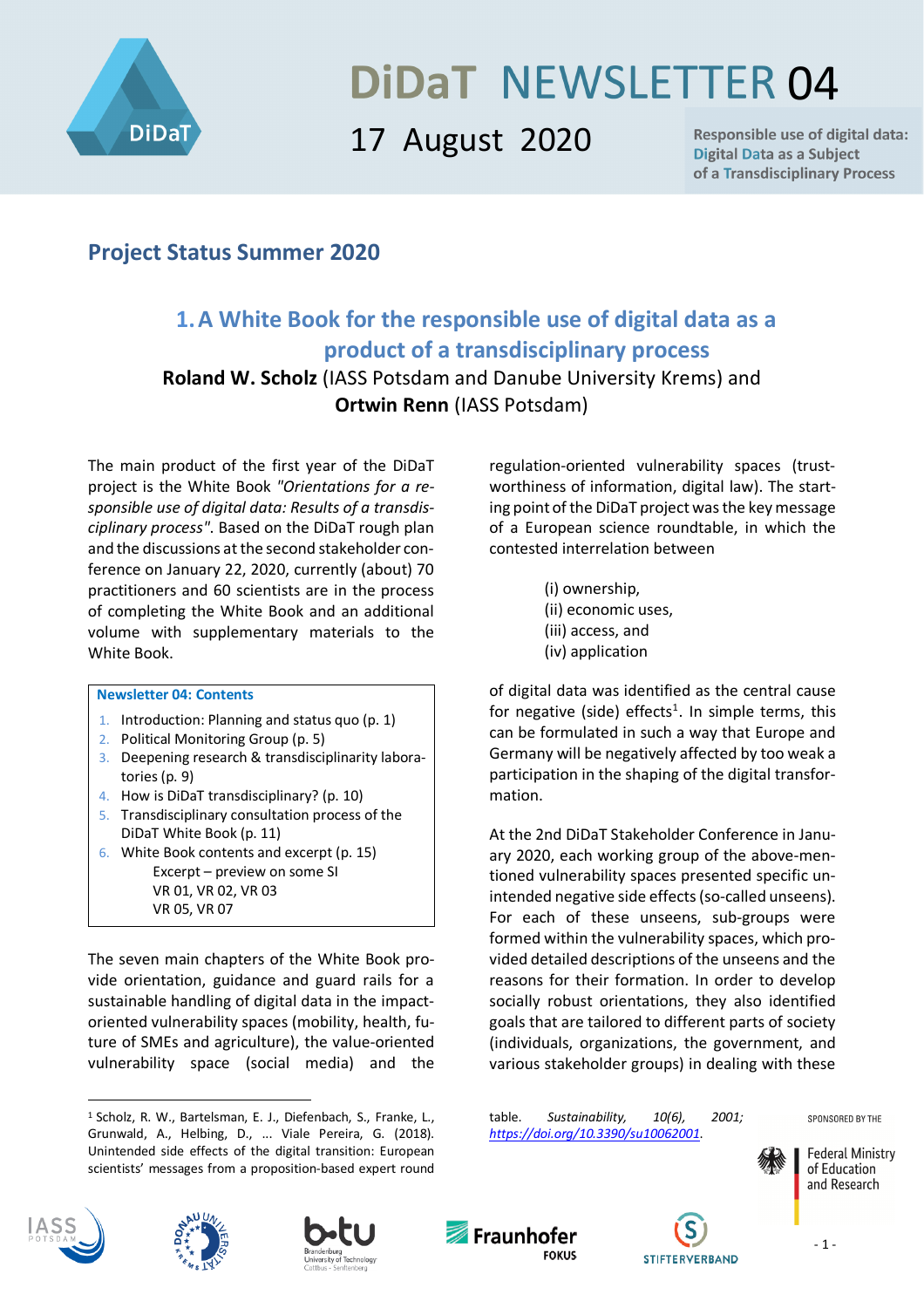# DiDaT NEWSLETTER 04

17 August 2020

Responsible use of digital data: Digital Data as a Subject of a Transdisciplinary Process

## Project Status Summer 2020

### 1. A White Book for the responsible use of digital data as a product of a transdisciplinary process

**Roland W. Scholz** (IASS Potsdam and Danube University Krems) and **Ortwin Renn** (IASS Potsdam)

The main product of the first year of the DiDaT project is the White Book *"Orientations for a responsible use of digital data: Results of a transdisciplinary process"*. Based on the DiDaT rough plan and the discussions at the second stakeholder conference on January 22, 2020, currently (about) 70 practitioners and 60 scientists are in the process of completing the White Book and an additional volume with supplementary materials to the White Book.

**Newsletter 04: Contents**

1. Introduction: Planning and status quo (p. 1)
2. Political Monitoring Group (p. 5)
3. Deepening research & transdisciplinarity laboratories (p. 9)
4. How is DiDaT transdisciplinary? (p. 10)
5. Transdisciplinary consultation process of the DiDaT White Book (p. 11)
6. White Book contents and excerpt (p. 15)
   - Excerpt – preview on some SI
   - VR 01, VR 02, VR 03
   - VR 05, VR 07

The seven main chapters of the White Book provide orientation, guidance and guard rails for a sustainable handling of digital data in the impact-oriented vulnerability spaces (mobility, health, future of SMEs and agriculture), the value-oriented vulnerability space (social media) and the regulation-oriented vulnerability spaces (trustworthiness of information, digital law). The starting point of the DiDaT project was the key message of a European science roundtable, in which the contested interrelation between

(i) ownership,
(ii) economic uses,
(iii) access, and
(iv) application

of digital data was identified as the central cause for negative (side) effects[1]. In simple terms, this can be formulated in such a way that Europe and Germany will be negatively affected by too weak a participation in the shaping of the digital transformation.

At the 2nd DiDaT Stakeholder Conference in January 2020, each working group of the above-mentioned vulnerability spaces presented specific unintended negative side effects (so-called unseens). For each of these unseens, sub-groups were formed within the vulnerability spaces, which provided detailed descriptions of the unseens and the reasons for their formation. In order to develop socially robust orientations, they also identified goals that are tailored to different parts of society (individuals, organizations, the government, and various stakeholder groups) in dealing with these

---

[1] Scholz, R. W., Bartelsman, E. J., Diefenbach, S., Franke, L., Grunwald, A., Helbing, D., ... Viale Pereira, G. (2018). Unintended side effects of the digital transition: European scientists' messages from a proposition-based expert round table. *Sustainability, 10(6), 2001;* https://doi.org/10.3390/su10062001.

SPONSORED BY THE Federal Ministry of Education and Research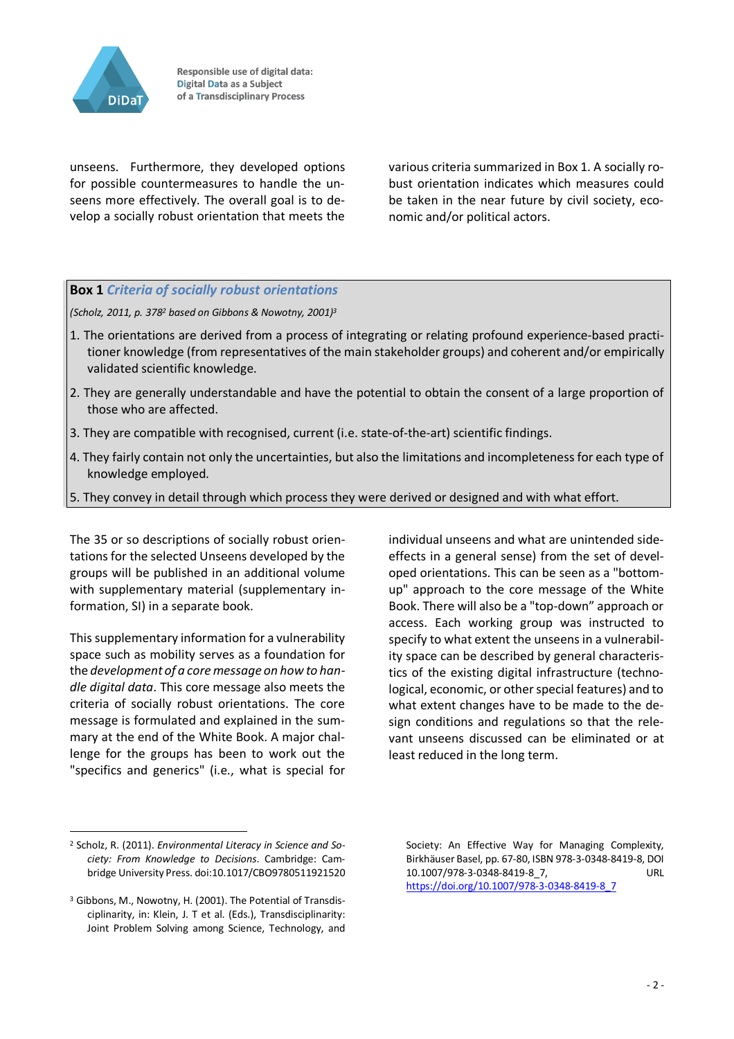unseens. Furthermore, they developed options for possible countermeasures to handle the unseens more effectively. The overall goal is to develop a socially robust orientation that meets the various criteria summarized in Box 1. A socially robust orientation indicates which measures could be taken in the near future by civil society, economic and/or political actors.

**Box 1** ***Criteria of socially robust orientations***

*(Scholz, 2011, p. 378[2] based on Gibbons & Nowotny, 2001)[3]*

1. The orientations are derived from a process of integrating or relating profound experience-based practitioner knowledge (from representatives of the main stakeholder groups) and coherent and/or empirically validated scientific knowledge.
2. They are generally understandable and have the potential to obtain the consent of a large proportion of those who are affected.
3. They are compatible with recognised, current (i.e. state-of-the-art) scientific findings.
4. They fairly contain not only the uncertainties, but also the limitations and incompleteness for each type of knowledge employed.
5. They convey in detail through which process they were derived or designed and with what effort.

The 35 or so descriptions of socially robust orientations for the selected Unseens developed by the groups will be published in an additional volume with supplementary material (supplementary information, SI) in a separate book.

This supplementary information for a vulnerability space such as mobility serves as a foundation for the *development of a core message on how to handle digital data*. This core message also meets the criteria of socially robust orientations. The core message is formulated and explained in the summary at the end of the White Book. A major challenge for the groups has been to work out the "specifics and generics" (i.e., what is special for individual unseens and what are unintended side-effects in a general sense) from the set of developed orientations. This can be seen as a "bottom-up" approach to the core message of the White Book. There will also be a "top-down" approach or access. Each working group was instructed to specify to what extent the unseens in a vulnerability space can be described by general characteristics of the existing digital infrastructure (technological, economic, or other special features) and to what extent changes have to be made to the design conditions and regulations so that the relevant unseens discussed can be eliminated or at least reduced in the long term.

---

[2] Scholz, R. (2011). *Environmental Literacy in Science and Society: From Knowledge to Decisions*. Cambridge: Cambridge University Press. doi:10.1017/CBO9780511921520

[3] Gibbons, M., Nowotny, H. (2001). The Potential of Transdisciplinarity, in: Klein, J. T et al. (Eds.), Transdisciplinarity: Joint Problem Solving among Science, Technology, and Society: An Effective Way for Managing Complexity, Birkhäuser Basel, pp. 67-80, ISBN 978-3-0348-8419-8, DOI 10.1007/978-3-0348-8419-8_7, URL https://doi.org/10.1007/978-3-0348-8419-8_7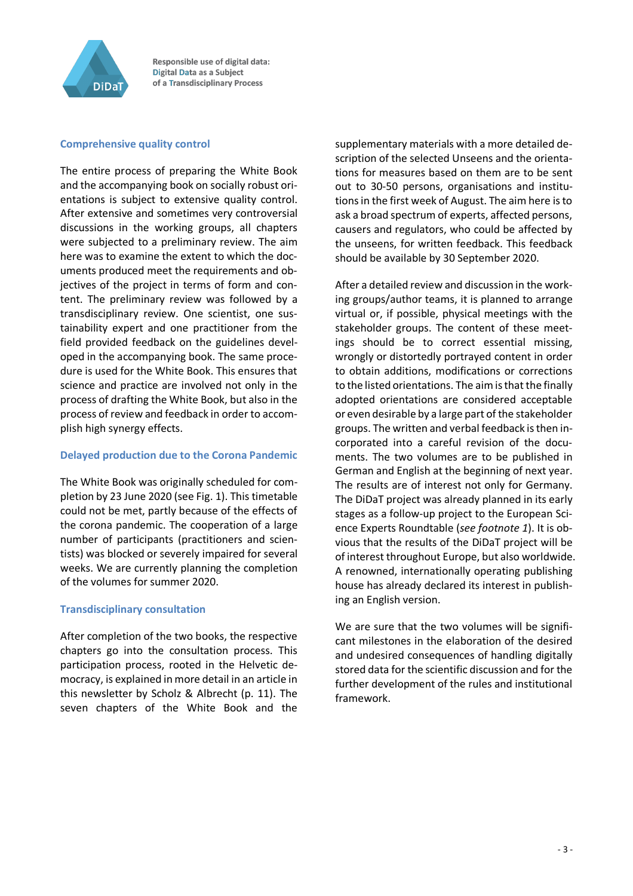## Comprehensive quality control

The entire process of preparing the White Book and the accompanying book on socially robust orientations is subject to extensive quality control. After extensive and sometimes very controversial discussions in the working groups, all chapters were subjected to a preliminary review. The aim here was to examine the extent to which the documents produced meet the requirements and objectives of the project in terms of form and content. The preliminary review was followed by a transdisciplinary review. One scientist, one sustainability expert and one practitioner from the field provided feedback on the guidelines developed in the accompanying book. The same procedure is used for the White Book. This ensures that science and practice are involved not only in the process of drafting the White Book, but also in the process of review and feedback in order to accomplish high synergy effects.

## Delayed production due to the Corona Pandemic

The White Book was originally scheduled for completion by 23 June 2020 (see Fig. 1). This timetable could not be met, partly because of the effects of the corona pandemic. The cooperation of a large number of participants (practitioners and scientists) was blocked or severely impaired for several weeks. We are currently planning the completion of the volumes for summer 2020.

## Transdisciplinary consultation

After completion of the two books, the respective chapters go into the consultation process. This participation process, rooted in the Helvetic democracy, is explained in more detail in an article in this newsletter by Scholz & Albrecht (p. 11). The seven chapters of the White Book and the supplementary materials with a more detailed description of the selected Unseens and the orientations for measures based on them are to be sent out to 30-50 persons, organisations and institutions in the first week of August. The aim here is to ask a broad spectrum of experts, affected persons, causers and regulators, who could be affected by the unseens, for written feedback. This feedback should be available by 30 September 2020.

After a detailed review and discussion in the working groups/author teams, it is planned to arrange virtual or, if possible, physical meetings with the stakeholder groups. The content of these meetings should be to correct essential missing, wrongly or distortedly portrayed content in order to obtain additions, modifications or corrections to the listed orientations. The aim is that the finally adopted orientations are considered acceptable or even desirable by a large part of the stakeholder groups. The written and verbal feedback is then incorporated into a careful revision of the documents. The two volumes are to be published in German and English at the beginning of next year. The results are of interest not only for Germany. The DiDaT project was already planned in its early stages as a follow-up project to the European Science Experts Roundtable (*see footnote 1*). It is obvious that the results of the DiDaT project will be of interest throughout Europe, but also worldwide. A renowned, internationally operating publishing house has already declared its interest in publishing an English version.

We are sure that the two volumes will be significant milestones in the elaboration of the desired and undesired consequences of handling digitally stored data for the scientific discussion and for the further development of the rules and institutional framework.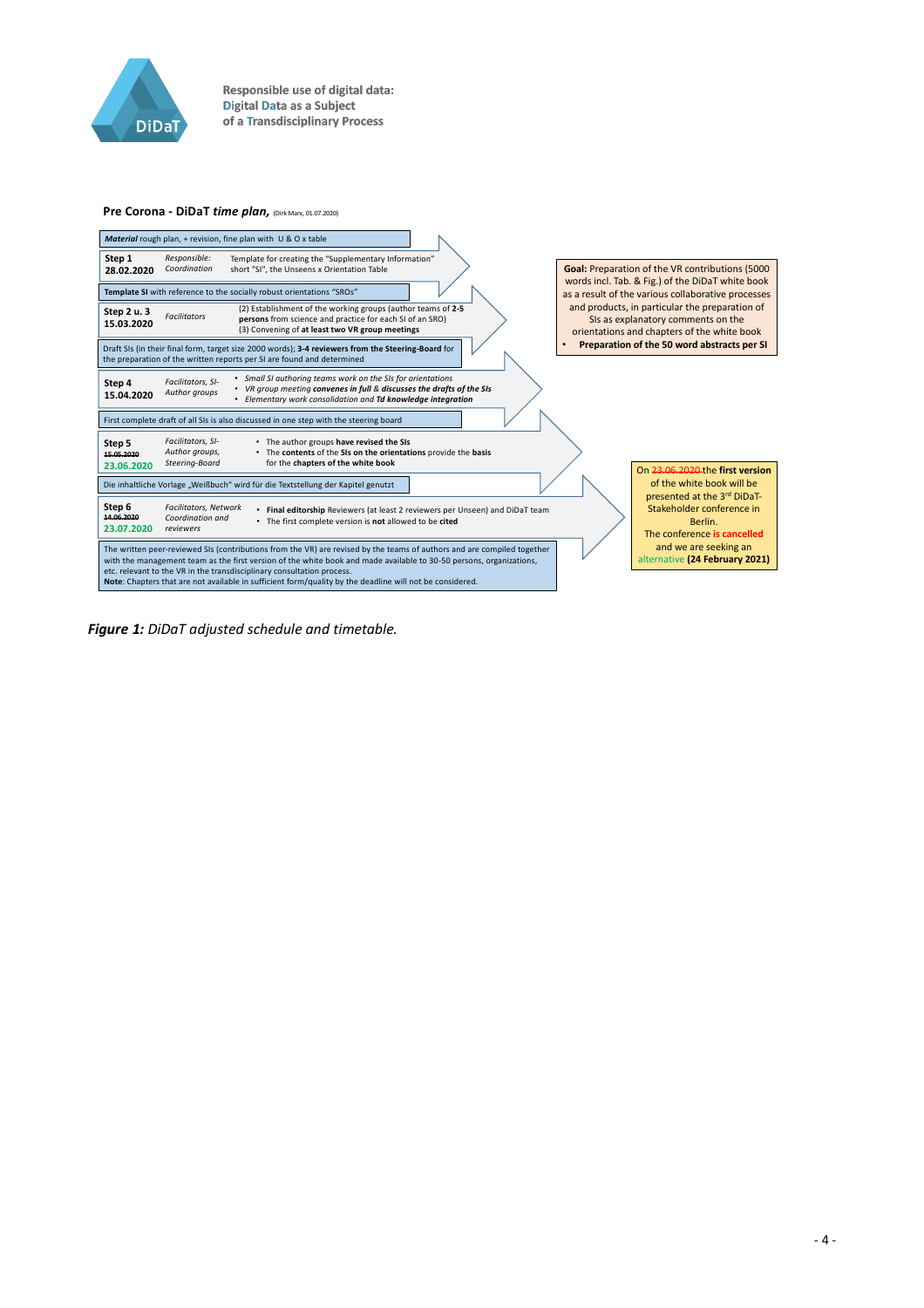Responsible use of digital data:
Digital Data as a Subject
of a Transdisciplinary Process

**Pre Corona - DiDaT *time plan,*** (Dirk Marx, 01.07.2020)

***Material*** rough plan, + revision, fine plan with U & O x table

| Step | Responsible | Tasks |
|---|---|---|
| **Step 1** **28.02.2020** | *Responsible: Coordination* | Template for creating the "Supplementary Information" short "SI", the Unseens x Orientation Table |
| **Template SI** with reference to the socially robust orientations "SROs" | | |
| **Step 2 u. 3** **15.03.2020** | *Facilitators* | (2) Establishment of the working groups (author teams of **2-5 persons** from science and practice for each SI of an SRO) (3) Convening of **at least two VR group meetings** |
| Draft SIs (in their final form, target size 2000 words); **3-4 reviewers from the Steering-Board** for the preparation of the written reports per SI are found and determined | | |
| **Step 4** **15.04.2020** | *Facilitators, Author groups* | • *Small SI authoring teams work on the SIs for orientations* • *VR group meeting **convenes in full** & **discusses the drafts of the SIs*** • *Elementary work consolidation and **Td knowledge integration*** |
| First complete draft of all SIs is also discussed in one step with the steering board | | |
| **Step 5** ~~15.05.2020~~ **23.06.2020** | *Facilitators, SI-Author groups, Steering-Board* | • The author groups **have revised the SIs** • The **contents** of the **SIs on the orientations** provide the **basis** for the **chapters of the white book** |
| Die inhaltliche Vorlage „Weißbuch" wird für die Textstellung der Kapitel genutzt | | |
| **Step 6** ~~14.06.2020~~ **23.07.2020** | *Facilitators, Network Coordination and reviewers* | • **Final editorship** Reviewers (at least 2 reviewers per Unseen) and DiDaT team • The first complete version is **not** allowed to be **cited** |

The written peer-reviewed SIs (contributions from the VR) are revised by the teams of authors and are compiled together with the management team as the first version of the white book and made available to 30-50 persons, organizations, etc. relevant to the VR in the transdisciplinary consultation process.
**Note**: Chapters that are not available in sufficient form/quality by the deadline will not be considered.

**Goal:** Preparation of the VR contributions (5000 words incl. Tab. & Fig.) of the DiDaT white book as a result of the various collaborative processes and products, in particular the preparation of SIs as explanatory comments on the orientations and chapters of the white book
- **Preparation of the 50 word abstracts per SI**

On ~~23.06.2020~~ the **first version** of the white book will be presented at the 3[rd] DiDaT-Stakeholder conference in Berlin.
The conference **is cancelled** and we are seeking an alternative **(24 February 2021)**

***Figure 1:*** *DiDaT adjusted schedule and timetable.*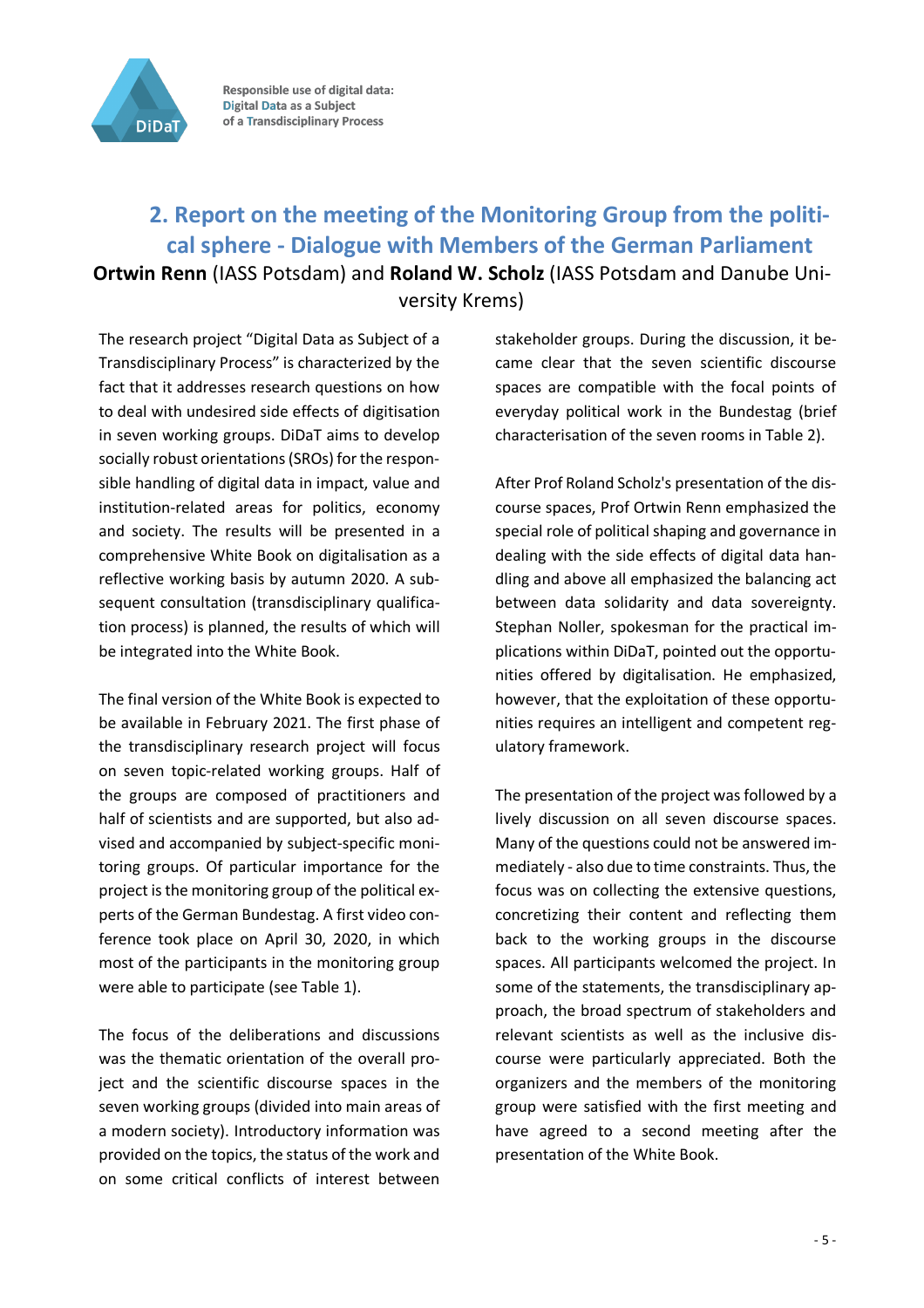## 2. Report on the meeting of the Monitoring Group from the political sphere - Dialogue with Members of the German Parliament

**Ortwin Renn** (IASS Potsdam) and **Roland W. Scholz** (IASS Potsdam and Danube University Krems)

The research project "Digital Data as Subject of a Transdisciplinary Process" is characterized by the fact that it addresses research questions on how to deal with undesired side effects of digitisation in seven working groups. DiDaT aims to develop socially robust orientations (SROs) for the responsible handling of digital data in impact, value and institution-related areas for politics, economy and society. The results will be presented in a comprehensive White Book on digitalisation as a reflective working basis by autumn 2020. A subsequent consultation (transdisciplinary qualification process) is planned, the results of which will be integrated into the White Book.

The final version of the White Book is expected to be available in February 2021. The first phase of the transdisciplinary research project will focus on seven topic-related working groups. Half of the groups are composed of practitioners and half of scientists and are supported, but also advised and accompanied by subject-specific monitoring groups. Of particular importance for the project is the monitoring group of the political experts of the German Bundestag. A first video conference took place on April 30, 2020, in which most of the participants in the monitoring group were able to participate (see Table 1).

The focus of the deliberations and discussions was the thematic orientation of the overall project and the scientific discourse spaces in the seven working groups (divided into main areas of a modern society). Introductory information was provided on the topics, the status of the work and on some critical conflicts of interest between stakeholder groups. During the discussion, it became clear that the seven scientific discourse spaces are compatible with the focal points of everyday political work in the Bundestag (brief characterisation of the seven rooms in Table 2).

After Prof Roland Scholz's presentation of the discourse spaces, Prof Ortwin Renn emphasized the special role of political shaping and governance in dealing with the side effects of digital data handling and above all emphasized the balancing act between data solidarity and data sovereignty. Stephan Noller, spokesman for the practical implications within DiDaT, pointed out the opportunities offered by digitalisation. He emphasized, however, that the exploitation of these opportunities requires an intelligent and competent regulatory framework.

The presentation of the project was followed by a lively discussion on all seven discourse spaces. Many of the questions could not be answered immediately - also due to time constraints. Thus, the focus was on collecting the extensive questions, concretizing their content and reflecting them back to the working groups in the discourse spaces. All participants welcomed the project. In some of the statements, the transdisciplinary approach, the broad spectrum of stakeholders and relevant scientists as well as the inclusive discourse were particularly appreciated. Both the organizers and the members of the monitoring group were satisfied with the first meeting and have agreed to a second meeting after the presentation of the White Book.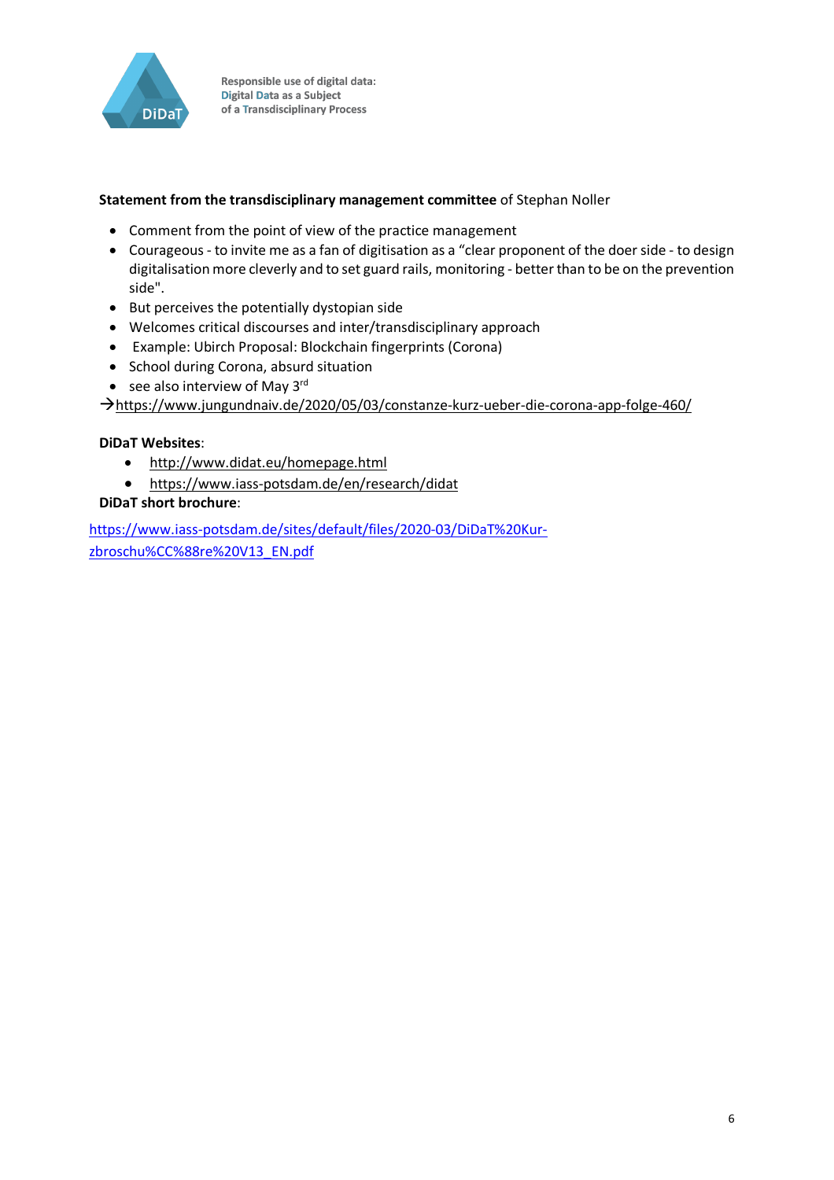**Statement from the transdisciplinary management committee** of Stephan Noller

- Comment from the point of view of the practice management
- Courageous - to invite me as a fan of digitisation as a "clear proponent of the doer side - to design digitalisation more cleverly and to set guard rails, monitoring - better than to be on the prevention side".
- But perceives the potentially dystopian side
- Welcomes critical discourses and inter/transdisciplinary approach
- Example: Ubirch Proposal: Blockchain fingerprints (Corona)
- School during Corona, absurd situation
- see also interview of May 3rd

→https://www.jungundnaiv.de/2020/05/03/constanze-kurz-ueber-die-corona-app-folge-460/

**DiDaT Websites**:

- http://www.didat.eu/homepage.html
- https://www.iass-potsdam.de/en/research/didat

**DiDaT short brochure**:

https://www.iass-potsdam.de/sites/default/files/2020-03/DiDaT%20Kurzbroschu%CC%88re%20V13_EN.pdf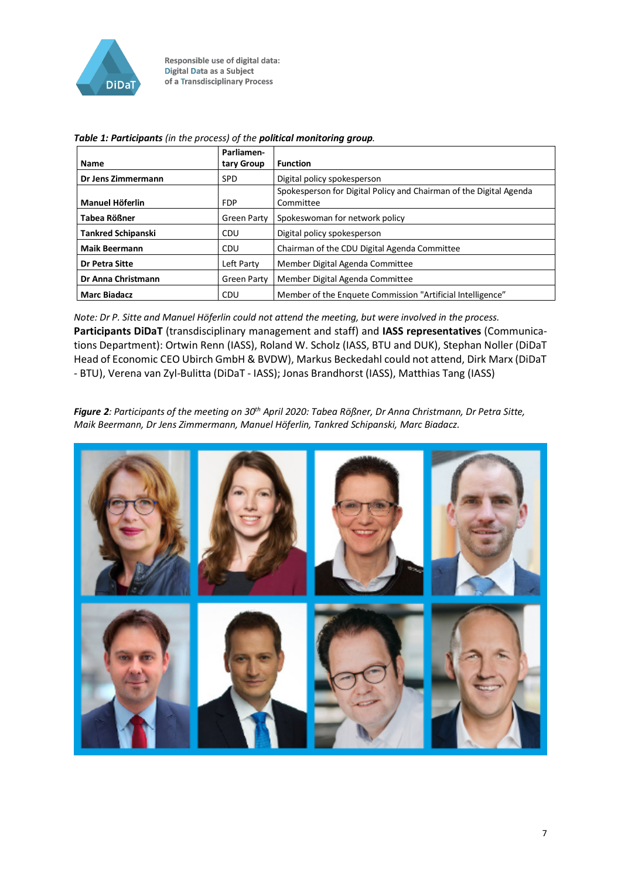*Table 1: **Participants** (in the process) of the **political monitoring group**.*

| **Name** | **Parliamentary Group** | **Function** |
|---|---|---|
| **Dr Jens Zimmermann** | SPD | Digital policy spokesperson |
| **Manuel Höferlin** | FDP | Spokesperson for Digital Policy and Chairman of the Digital Agenda Committee |
| **Tabea Rößner** | Green Party | Spokeswoman for network policy |
| **Tankred Schipanski** | CDU | Digital policy spokesperson |
| **Maik Beermann** | CDU | Chairman of the CDU Digital Agenda Committee |
| **Dr Petra Sitte** | Left Party | Member Digital Agenda Committee |
| **Dr Anna Christmann** | Green Party | Member Digital Agenda Committee |
| **Marc Biadacz** | CDU | Member of the Enquete Commission "Artificial Intelligence" |

*Note: Dr P. Sitte and Manuel Höferlin could not attend the meeting, but were involved in the process.*

**Participants DiDaT** (transdisciplinary management and staff) and **IASS representatives** (Communications Department): Ortwin Renn (IASS), Roland W. Scholz (IASS, BTU and DUK), Stephan Noller (DiDaT Head of Economic CEO Ubirch GmbH & BVDW), Markus Beckedahl could not attend, Dirk Marx (DiDaT - BTU), Verena van Zyl-Bulitta (DiDaT - IASS); Jonas Brandhorst (IASS), Matthias Tang (IASS)

***Figure 2**: Participants of the meeting on 30th April 2020: Tabea Rößner, Dr Anna Christmann, Dr Petra Sitte, Maik Beermann, Dr Jens Zimmermann, Manuel Höferlin, Tankred Schipanski, Marc Biadacz.*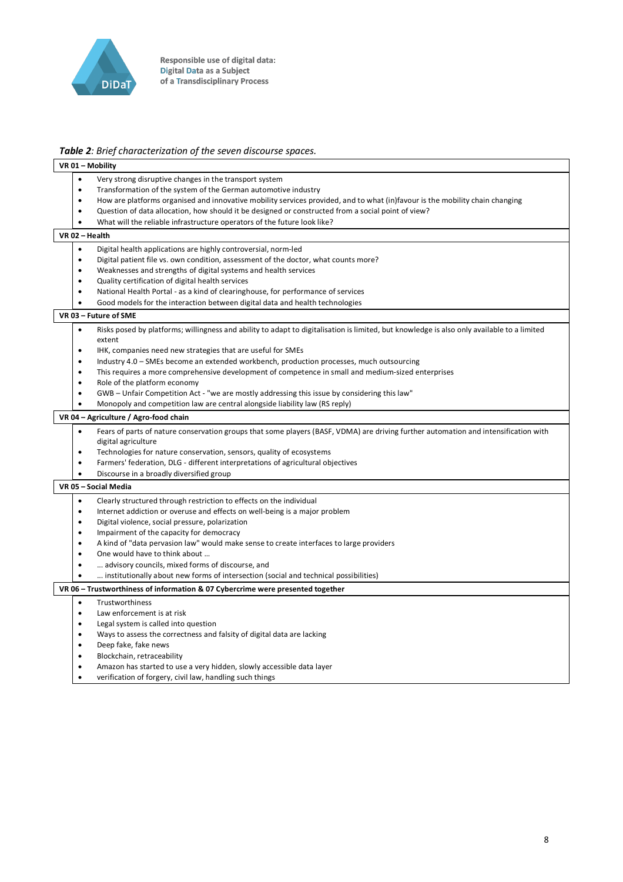***Table 2**: Brief characterization of the seven discourse spaces.*

**VR 01 – Mobility**

- Very strong disruptive changes in the transport system
- Transformation of the system of the German automotive industry
- How are platforms organised and innovative mobility services provided, and to what (in)favour is the mobility chain changing
- Question of data allocation, how should it be designed or constructed from a social point of view?
- What will the reliable infrastructure operators of the future look like?

**VR 02 – Health**

- Digital health applications are highly controversial, norm-led
- Digital patient file vs. own condition, assessment of the doctor, what counts more?
- Weaknesses and strengths of digital systems and health services
- Quality certification of digital health services
- National Health Portal - as a kind of clearinghouse, for performance of services
- Good models for the interaction between digital data and health technologies

**VR 03 – Future of SME**

- Risks posed by platforms; willingness and ability to adapt to digitalisation is limited, but knowledge is also only available to a limited extent
- IHK, companies need new strategies that are useful for SMEs
- Industry 4.0 – SMEs become an extended workbench, production processes, much outsourcing
- This requires a more comprehensive development of competence in small and medium-sized enterprises
- Role of the platform economy
- GWB – Unfair Competition Act - "we are mostly addressing this issue by considering this law"
- Monopoly and competition law are central alongside liability law (RS reply)

**VR 04 – Agriculture / Agro-food chain**

- Fears of parts of nature conservation groups that some players (BASF, VDMA) are driving further automation and intensification with digital agriculture
- Technologies for nature conservation, sensors, quality of ecosystems
- Farmers' federation, DLG - different interpretations of agricultural objectives
- Discourse in a broadly diversified group

**VR 05 – Social Media**

- Clearly structured through restriction to effects on the individual
- Internet addiction or overuse and effects on well-being is a major problem
- Digital violence, social pressure, polarization
- Impairment of the capacity for democracy
- A kind of "data pervasion law" would make sense to create interfaces to large providers
- One would have to think about …
- … advisory councils, mixed forms of discourse, and
- … institutionally about new forms of intersection (social and technical possibilities)

**VR 06 – Trustworthiness of information & 07 Cybercrime were presented together**

- Trustworthiness
- Law enforcement is at risk
- Legal system is called into question
- Ways to assess the correctness and falsity of digital data are lacking
- Deep fake, fake news
- Blockchain, retraceability
- Amazon has started to use a very hidden, slowly accessible data layer
- verification of forgery, civil law, handling such things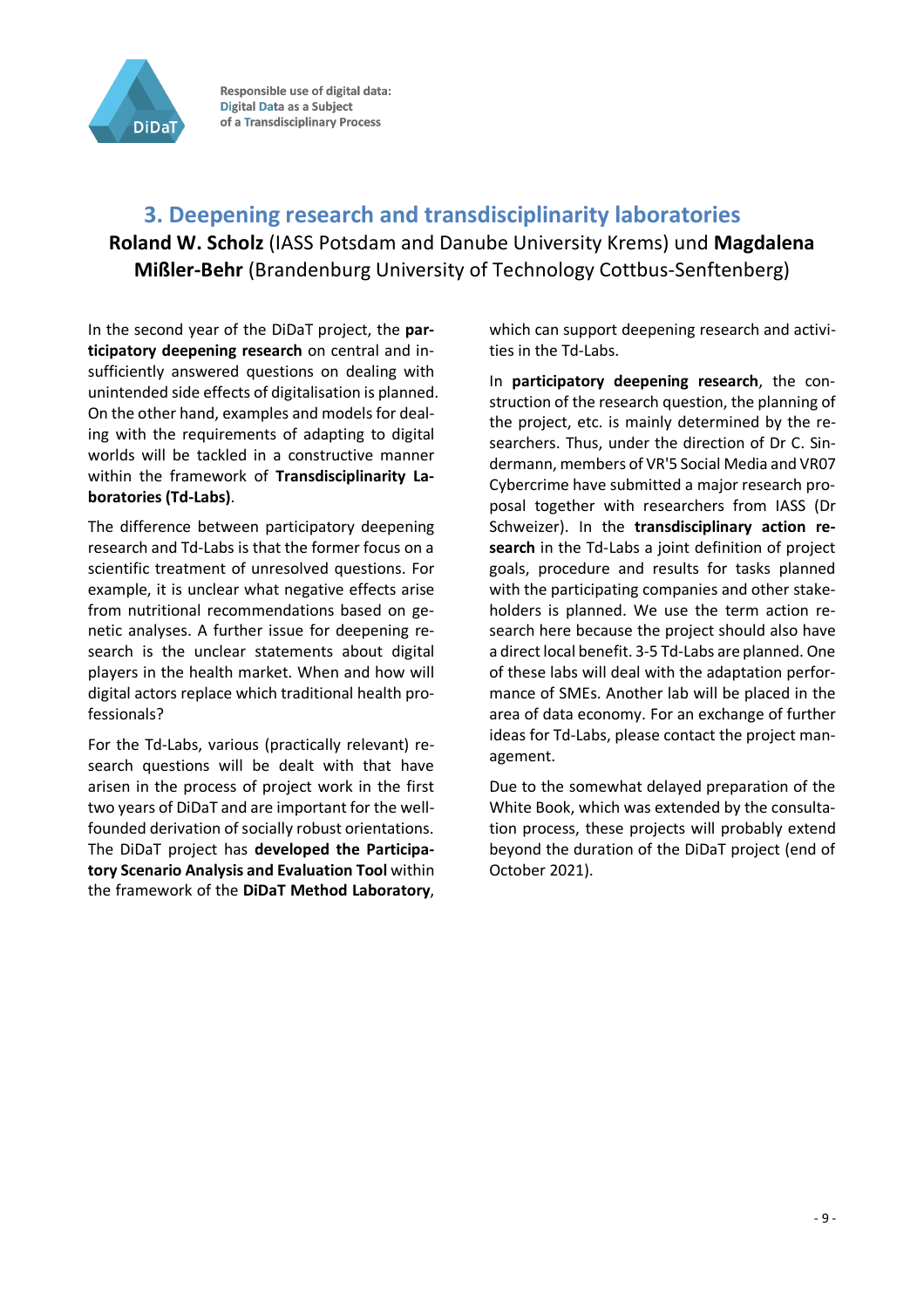## 3. Deepening research and transdisciplinarity laboratories

**Roland W. Scholz** (IASS Potsdam and Danube University Krems) und **Magdalena Mißler-Behr** (Brandenburg University of Technology Cottbus-Senftenberg)

In the second year of the DiDaT project, the **participatory deepening research** on central and insufficiently answered questions on dealing with unintended side effects of digitalisation is planned. On the other hand, examples and models for dealing with the requirements of adapting to digital worlds will be tackled in a constructive manner within the framework of **Transdisciplinarity Laboratories (Td-Labs)**.

The difference between participatory deepening research and Td-Labs is that the former focus on a scientific treatment of unresolved questions. For example, it is unclear what negative effects arise from nutritional recommendations based on genetic analyses. A further issue for deepening research is the unclear statements about digital players in the health market. When and how will digital actors replace which traditional health professionals?

For the Td-Labs, various (practically relevant) research questions will be dealt with that have arisen in the process of project work in the first two years of DiDaT and are important for the well-founded derivation of socially robust orientations. The DiDaT project has **developed the Participatory Scenario Analysis and Evaluation Tool** within the framework of the **DiDaT Method Laboratory**, which can support deepening research and activities in the Td-Labs.

In **participatory deepening research**, the construction of the research question, the planning of the project, etc. is mainly determined by the researchers. Thus, under the direction of Dr C. Sindermann, members of VR'5 Social Media and VR07 Cybercrime have submitted a major research proposal together with researchers from IASS (Dr Schweizer). In the **transdisciplinary action research** in the Td-Labs a joint definition of project goals, procedure and results for tasks planned with the participating companies and other stakeholders is planned. We use the term action research here because the project should also have a direct local benefit. 3-5 Td-Labs are planned. One of these labs will deal with the adaptation performance of SMEs. Another lab will be placed in the area of data economy. For an exchange of further ideas for Td-Labs, please contact the project management.

Due to the somewhat delayed preparation of the White Book, which was extended by the consultation process, these projects will probably extend beyond the duration of the DiDaT project (end of October 2021).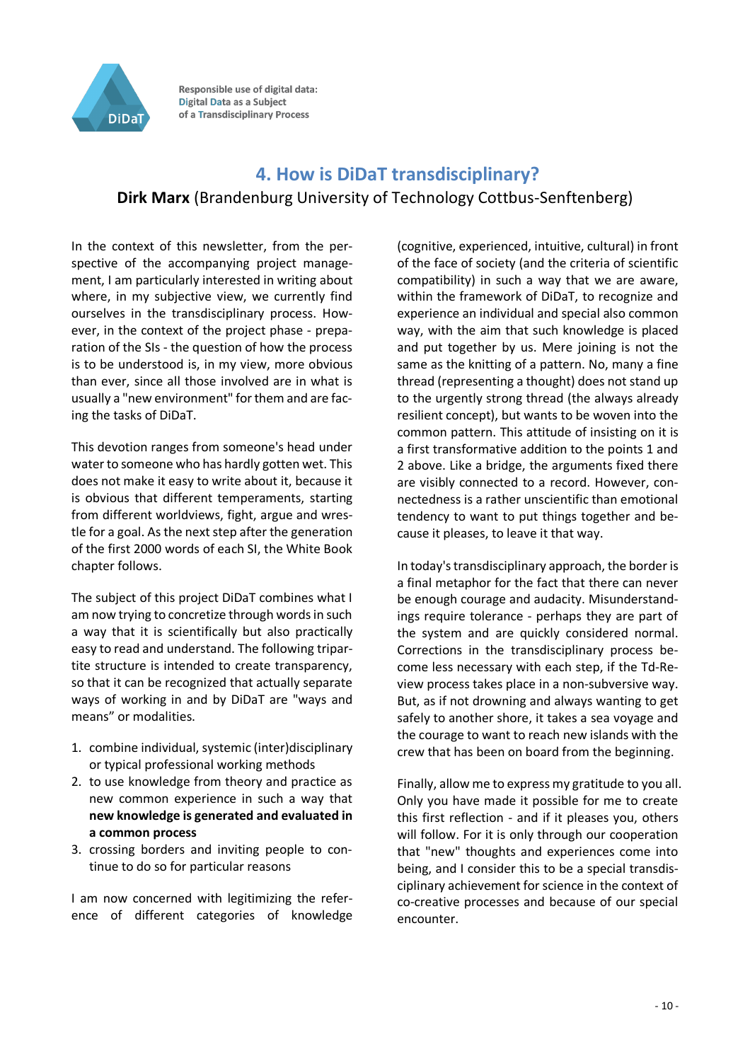## 4. How is DiDaT transdisciplinary?

**Dirk Marx** (Brandenburg University of Technology Cottbus-Senftenberg)

In the context of this newsletter, from the perspective of the accompanying project management, I am particularly interested in writing about where, in my subjective view, we currently find ourselves in the transdisciplinary process. However, in the context of the project phase - preparation of the SIs - the question of how the process is to be understood is, in my view, more obvious than ever, since all those involved are in what is usually a "new environment" for them and are facing the tasks of DiDaT.

This devotion ranges from someone's head under water to someone who has hardly gotten wet. This does not make it easy to write about it, because it is obvious that different temperaments, starting from different worldviews, fight, argue and wrestle for a goal. As the next step after the generation of the first 2000 words of each SI, the White Book chapter follows.

The subject of this project DiDaT combines what I am now trying to concretize through words in such a way that it is scientifically but also practically easy to read and understand. The following tripartite structure is intended to create transparency, so that it can be recognized that actually separate ways of working in and by DiDaT are "ways and means" or modalities.

1. combine individual, systemic (inter)disciplinary or typical professional working methods
2. to use knowledge from theory and practice as new common experience in such a way that **new knowledge is generated and evaluated in a common process**
3. crossing borders and inviting people to continue to do so for particular reasons

I am now concerned with legitimizing the reference of different categories of knowledge (cognitive, experienced, intuitive, cultural) in front of the face of society (and the criteria of scientific compatibility) in such a way that we are aware, within the framework of DiDaT, to recognize and experience an individual and special also common way, with the aim that such knowledge is placed and put together by us. Mere joining is not the same as the knitting of a pattern. No, many a fine thread (representing a thought) does not stand up to the urgently strong thread (the always already resilient concept), but wants to be woven into the common pattern. This attitude of insisting on it is a first transformative addition to the points 1 and 2 above. Like a bridge, the arguments fixed there are visibly connected to a record. However, connectedness is a rather unscientific than emotional tendency to want to put things together and because it pleases, to leave it that way.

In today's transdisciplinary approach, the border is a final metaphor for the fact that there can never be enough courage and audacity. Misunderstandings require tolerance - perhaps they are part of the system and are quickly considered normal. Corrections in the transdisciplinary process become less necessary with each step, if the Td-Review process takes place in a non-subversive way. But, as if not drowning and always wanting to get safely to another shore, it takes a sea voyage and the courage to want to reach new islands with the crew that has been on board from the beginning.

Finally, allow me to express my gratitude to you all. Only you have made it possible for me to create this first reflection - and if it pleases you, others will follow. For it is only through our cooperation that "new" thoughts and experiences come into being, and I consider this to be a special transdisciplinary achievement for science in the context of co-creative processes and because of our special encounter.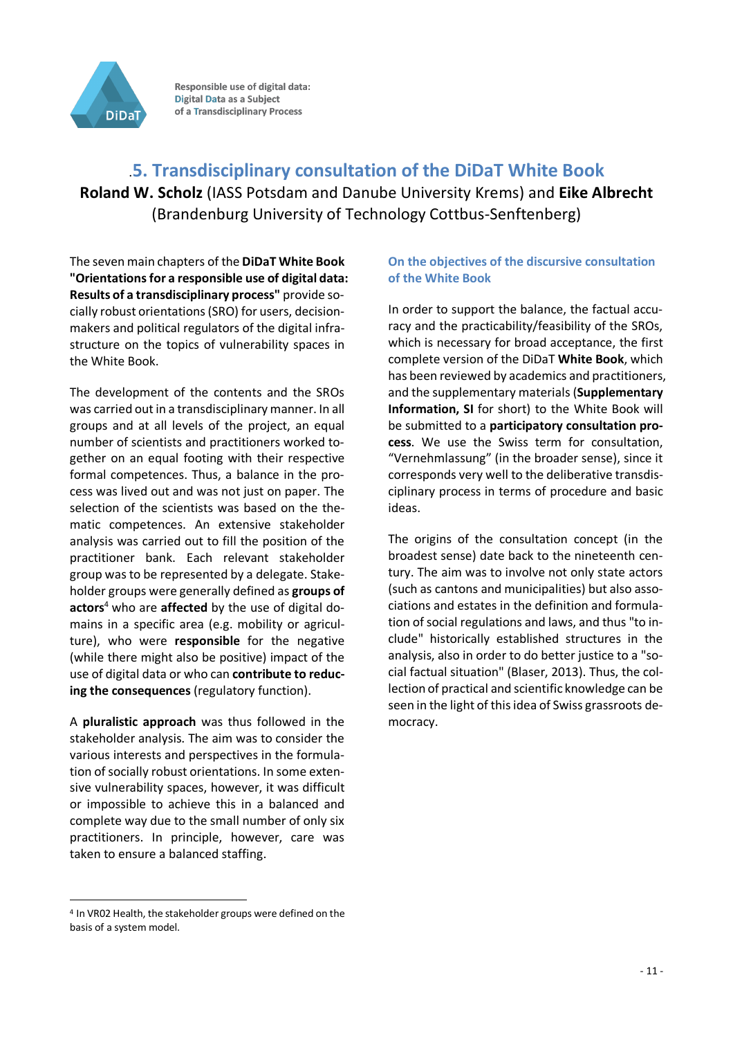## .5. Transdisciplinary consultation of the DiDaT White Book

**Roland W. Scholz** (IASS Potsdam and Danube University Krems) and **Eike Albrecht** (Brandenburg University of Technology Cottbus-Senftenberg)

The seven main chapters of the **DiDaT White Book "Orientations for a responsible use of digital data: Results of a transdisciplinary process"** provide socially robust orientations (SRO) for users, decision-makers and political regulators of the digital infrastructure on the topics of vulnerability spaces in the White Book.

The development of the contents and the SROs was carried out in a transdisciplinary manner. In all groups and at all levels of the project, an equal number of scientists and practitioners worked together on an equal footing with their respective formal competences. Thus, a balance in the process was lived out and was not just on paper. The selection of the scientists was based on the thematic competences. An extensive stakeholder analysis was carried out to fill the position of the practitioner bank. Each relevant stakeholder group was to be represented by a delegate. Stakeholder groups were generally defined as **groups of actors**[4] who are **affected** by the use of digital domains in a specific area (e.g. mobility or agriculture), who were **responsible** for the negative (while there might also be positive) impact of the use of digital data or who can **contribute to reducing the consequences** (regulatory function).

A **pluralistic approach** was thus followed in the stakeholder analysis. The aim was to consider the various interests and perspectives in the formulation of socially robust orientations. In some extensive vulnerability spaces, however, it was difficult or impossible to achieve this in a balanced and complete way due to the small number of only six practitioners. In principle, however, care was taken to ensure a balanced staffing.

### On the objectives of the discursive consultation of the White Book

In order to support the balance, the factual accuracy and the practicability/feasibility of the SROs, which is necessary for broad acceptance, the first complete version of the DiDaT **White Book**, which has been reviewed by academics and practitioners, and the supplementary materials (**Supplementary Information, SI** for short) to the White Book will be submitted to a **participatory consultation process**. We use the Swiss term for consultation, "Vernehmlassung" (in the broader sense), since it corresponds very well to the deliberative transdisciplinary process in terms of procedure and basic ideas.

The origins of the consultation concept (in the broadest sense) date back to the nineteenth century. The aim was to involve not only state actors (such as cantons and municipalities) but also associations and estates in the definition and formulation of social regulations and laws, and thus "to include" historically established structures in the analysis, also in order to do better justice to a "social factual situation" (Blaser, 2013). Thus, the collection of practical and scientific knowledge can be seen in the light of this idea of Swiss grassroots democracy.

---

[4] In VR02 Health, the stakeholder groups were defined on the basis of a system model.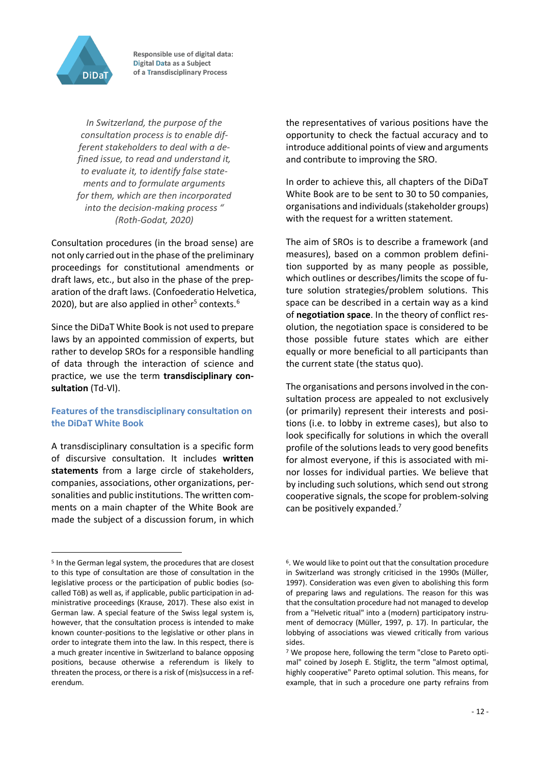*In Switzerland, the purpose of the consultation process is to enable different stakeholders to deal with a defined issue, to read and understand it, to evaluate it, to identify false statements and to formulate arguments for them, which are then incorporated into the decision-making process " (Roth-Godat, 2020)*

Consultation procedures (in the broad sense) are not only carried out in the phase of the preliminary proceedings for constitutional amendments or draft laws, etc., but also in the phase of the preparation of the draft laws. (Confoederatio Helvetica, 2020), but are also applied in other[5] contexts.[6]

Since the DiDaT White Book is not used to prepare laws by an appointed commission of experts, but rather to develop SROs for a responsible handling of data through the interaction of science and practice, we use the term **transdisciplinary consultation** (Td-VI).

### Features of the transdisciplinary consultation on the DiDaT White Book

A transdisciplinary consultation is a specific form of discursive consultation. It includes **written statements** from a large circle of stakeholders, companies, associations, other organizations, personalities and public institutions. The written comments on a main chapter of the White Book are made the subject of a discussion forum, in which the representatives of various positions have the opportunity to check the factual accuracy and to introduce additional points of view and arguments and contribute to improving the SRO.

In order to achieve this, all chapters of the DiDaT White Book are to be sent to 30 to 50 companies, organisations and individuals (stakeholder groups) with the request for a written statement.

The aim of SROs is to describe a framework (and measures), based on a common problem definition supported by as many people as possible, which outlines or describes/limits the scope of future solution strategies/problem solutions. This space can be described in a certain way as a kind of **negotiation space**. In the theory of conflict resolution, the negotiation space is considered to be those possible future states which are either equally or more beneficial to all participants than the current state (the status quo).

The organisations and persons involved in the consultation process are appealed to not exclusively (or primarily) represent their interests and positions (i.e. to lobby in extreme cases), but also to look specifically for solutions in which the overall profile of the solutions leads to very good benefits for almost everyone, if this is associated with minor losses for individual parties. We believe that by including such solutions, which send out strong cooperative signals, the scope for problem-solving can be positively expanded.[7]

---

[5] In the German legal system, the procedures that are closest to this type of consultation are those of consultation in the legislative process or the participation of public bodies (so-called TöB) as well as, if applicable, public participation in administrative proceedings (Krause, 2017). These also exist in German law. A special feature of the Swiss legal system is, however, that the consultation process is intended to make known counter-positions to the legislative or other plans in order to integrate them into the law. In this respect, there is a much greater incentive in Switzerland to balance opposing positions, because otherwise a referendum is likely to threaten the process, or there is a risk of (mis)success in a referendum.

[6]. We would like to point out that the consultation procedure in Switzerland was strongly criticised in the 1990s (Müller, 1997). Consideration was even given to abolishing this form of preparing laws and regulations. The reason for this was that the consultation procedure had not managed to develop from a "Helvetic ritual" into a (modern) participatory instrument of democracy (Müller, 1997, p. 17). In particular, the lobbying of associations was viewed critically from various sides.

[7] We propose here, following the term "close to Pareto optimal" coined by Joseph E. Stiglitz, the term "almost optimal, highly cooperative" Pareto optimal solution. This means, for example, that in such a procedure one party refrains from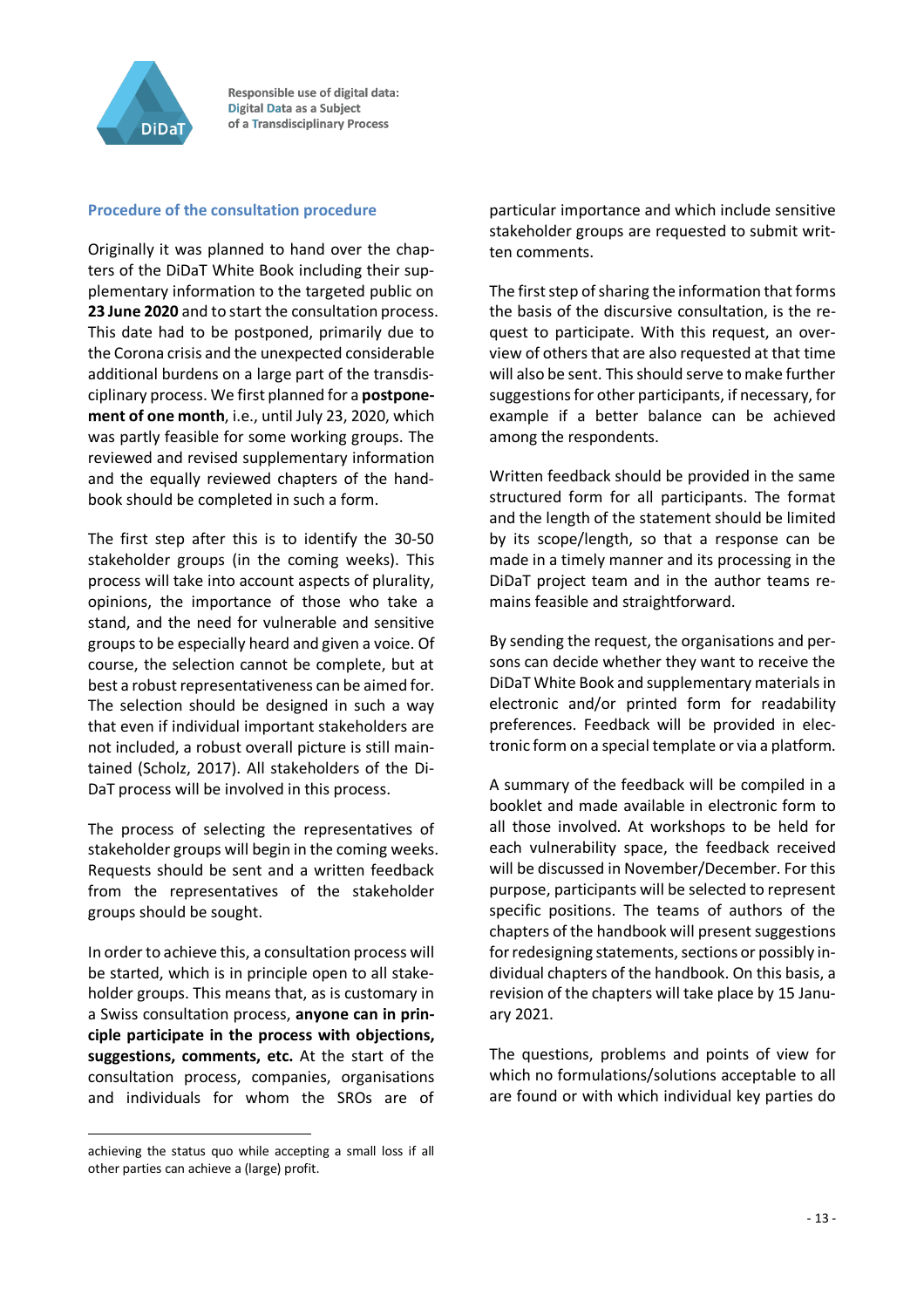### Procedure of the consultation procedure

Originally it was planned to hand over the chapters of the DiDaT White Book including their supplementary information to the targeted public on **23 June 2020** and to start the consultation process. This date had to be postponed, primarily due to the Corona crisis and the unexpected considerable additional burdens on a large part of the transdisciplinary process. We first planned for a **postponement of one month**, i.e., until July 23, 2020, which was partly feasible for some working groups. The reviewed and revised supplementary information and the equally reviewed chapters of the handbook should be completed in such a form.

The first step after this is to identify the 30-50 stakeholder groups (in the coming weeks). This process will take into account aspects of plurality, opinions, the importance of those who take a stand, and the need for vulnerable and sensitive groups to be especially heard and given a voice. Of course, the selection cannot be complete, but at best a robust representativeness can be aimed for. The selection should be designed in such a way that even if individual important stakeholders are not included, a robust overall picture is still maintained (Scholz, 2017). All stakeholders of the DiDaT process will be involved in this process.

The process of selecting the representatives of stakeholder groups will begin in the coming weeks. Requests should be sent and a written feedback from the representatives of the stakeholder groups should be sought.

In order to achieve this, a consultation process will be started, which is in principle open to all stakeholder groups. This means that, as is customary in a Swiss consultation process, **anyone can in principle participate in the process with objections, suggestions, comments, etc.** At the start of the consultation process, companies, organisations and individuals for whom the SROs are of particular importance and which include sensitive stakeholder groups are requested to submit written comments.

The first step of sharing the information that forms the basis of the discursive consultation, is the request to participate. With this request, an overview of others that are also requested at that time will also be sent. This should serve to make further suggestions for other participants, if necessary, for example if a better balance can be achieved among the respondents.

Written feedback should be provided in the same structured form for all participants. The format and the length of the statement should be limited by its scope/length, so that a response can be made in a timely manner and its processing in the DiDaT project team and in the author teams remains feasible and straightforward.

By sending the request, the organisations and persons can decide whether they want to receive the DiDaT White Book and supplementary materials in electronic and/or printed form for readability preferences. Feedback will be provided in electronic form on a special template or via a platform.

A summary of the feedback will be compiled in a booklet and made available in electronic form to all those involved. At workshops to be held for each vulnerability space, the feedback received will be discussed in November/December. For this purpose, participants will be selected to represent specific positions. The teams of authors of the chapters of the handbook will present suggestions for redesigning statements, sections or possibly individual chapters of the handbook. On this basis, a revision of the chapters will take place by 15 January 2021.

The questions, problems and points of view for which no formulations/solutions acceptable to all are found or with which individual key parties do

---

achieving the status quo while accepting a small loss if all other parties can achieve a (large) profit.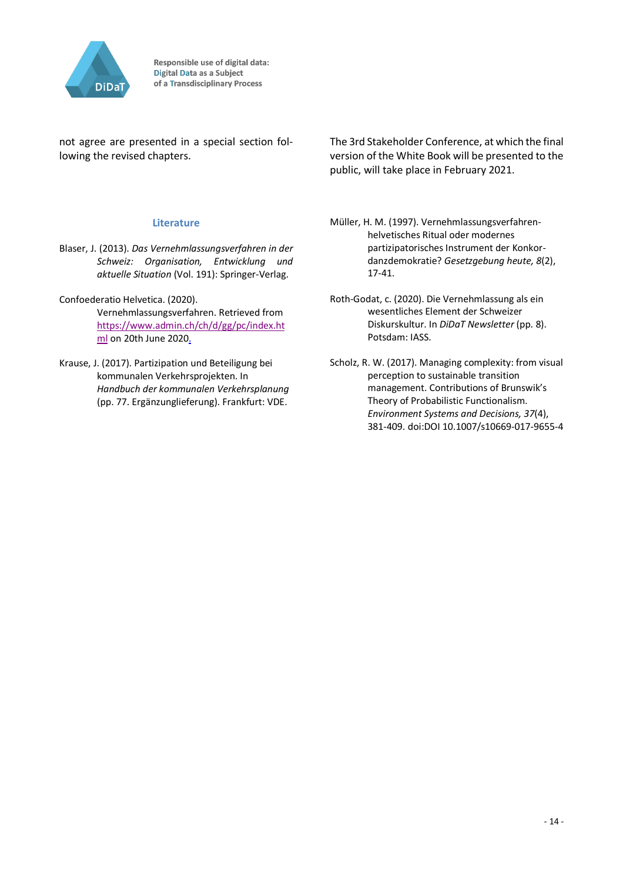not agree are presented in a special section following the revised chapters.

The 3rd Stakeholder Conference, at which the final version of the White Book will be presented to the public, will take place in February 2021.

### Literature

Blaser, J. (2013). *Das Vernehmlassungsverfahren in der Schweiz: Organisation, Entwicklung und aktuelle Situation* (Vol. 191): Springer-Verlag.

Confoederatio Helvetica. (2020). Vernehmlassungsverfahren. Retrieved from https://www.admin.ch/ch/d/gg/pc/index.html on 20th June 2020.

Krause, J. (2017). Partizipation und Beteiligung bei kommunalen Verkehrsprojekten. In *Handbuch der kommunalen Verkehrsplanung* (pp. 77. Ergänzunglieferung). Frankfurt: VDE.

Müller, H. M. (1997). Vernehmlassungsverfahren-helvetisches Ritual oder modernes partizipatorisches Instrument der Konkordanzdemokratie? *Gesetzgebung heute, 8*(2), 17-41.

Roth-Godat, c. (2020). Die Vernehmlassung als ein wesentliches Element der Schweizer Diskurskultur. In *DiDaT Newsletter* (pp. 8). Potsdam: IASS.

Scholz, R. W. (2017). Managing complexity: from visual perception to sustainable transition management. Contributions of Brunswik's Theory of Probabilistic Functionalism. *Environment Systems and Decisions, 37*(4), 381-409. doi:DOI 10.1007/s10669-017-9655-4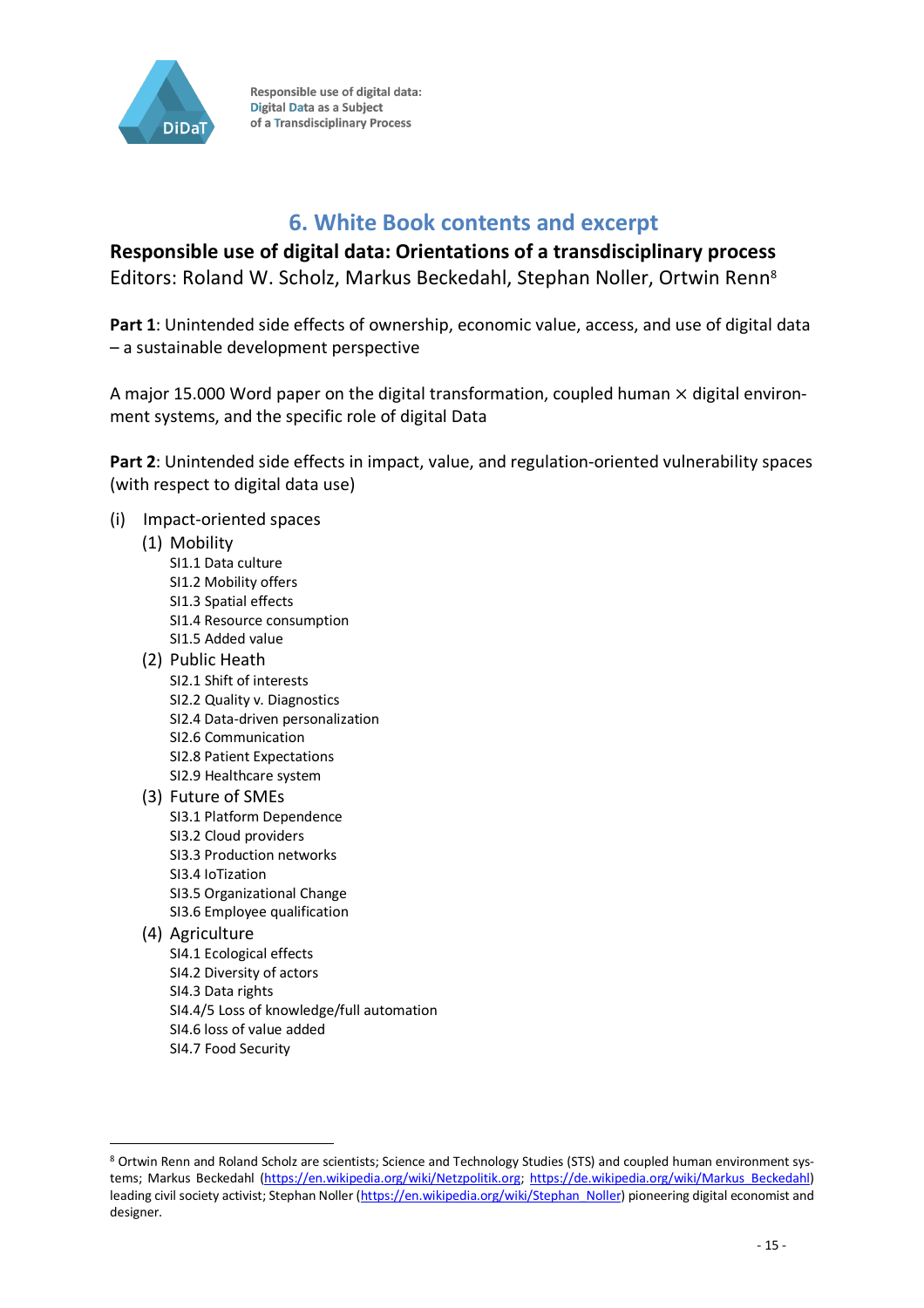# 6. White Book contents and excerpt

**Responsible use of digital data: Orientations of a transdisciplinary process**
Editors: Roland W. Scholz, Markus Beckedahl, Stephan Noller, Ortwin Renn[8]

**Part 1**: Unintended side effects of ownership, economic value, access, and use of digital data – a sustainable development perspective

A major 15.000 Word paper on the digital transformation, coupled human × digital environment systems, and the specific role of digital Data

**Part 2**: Unintended side effects in impact, value, and regulation-oriented vulnerability spaces (with respect to digital data use)

(i) Impact-oriented spaces
- (1) Mobility
  - SI1.1 Data culture
  - SI1.2 Mobility offers
  - SI1.3 Spatial effects
  - SI1.4 Resource consumption
  - SI1.5 Added value
- (2) Public Heath
  - SI2.1 Shift of interests
  - SI2.2 Quality v. Diagnostics
  - SI2.4 Data-driven personalization
  - SI2.6 Communication
  - SI2.8 Patient Expectations
  - SI2.9 Healthcare system
- (3) Future of SMEs
  - SI3.1 Platform Dependence
  - SI3.2 Cloud providers
  - SI3.3 Production networks
  - SI3.4 IoTization
  - SI3.5 Organizational Change
  - SI3.6 Employee qualification
- (4) Agriculture
  - SI4.1 Ecological effects
  - SI4.2 Diversity of actors
  - SI4.3 Data rights
  - SI4.4/5 Loss of knowledge/full automation
  - SI4.6 loss of value added
  - SI4.7 Food Security

---

[8] Ortwin Renn and Roland Scholz are scientists; Science and Technology Studies (STS) and coupled human environment systems; Markus Beckedahl (https://en.wikipedia.org/wiki/Netzpolitik.org; https://de.wikipedia.org/wiki/Markus_Beckedahl) leading civil society activist; Stephan Noller (https://en.wikipedia.org/wiki/Stephan_Noller) pioneering digital economist and designer.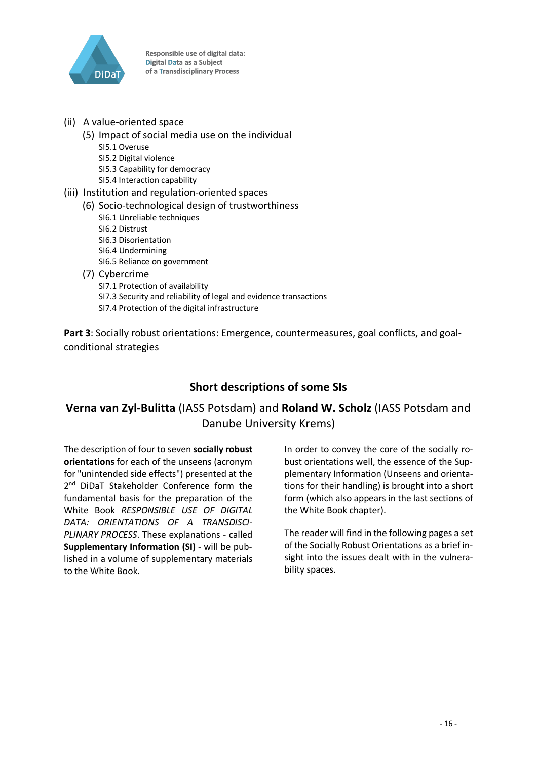(ii) A value-oriented space
- (5) Impact of social media use on the individual
  - SI5.1 Overuse
  - SI5.2 Digital violence
  - SI5.3 Capability for democracy
  - SI5.4 Interaction capability

(iii) Institution and regulation-oriented spaces
- (6) Socio-technological design of trustworthiness
  - SI6.1 Unreliable techniques
  - SI6.2 Distrust
  - SI6.3 Disorientation
  - SI6.4 Undermining
  - SI6.5 Reliance on government
- (7) Cybercrime
  - SI7.1 Protection of availability
  - SI7.3 Security and reliability of legal and evidence transactions
  - SI7.4 Protection of the digital infrastructure

**Part 3**: Socially robust orientations: Emergence, countermeasures, goal conflicts, and goal-conditional strategies

## Short descriptions of some SIs

### **Verna van Zyl-Bulitta** (IASS Potsdam) and **Roland W. Scholz** (IASS Potsdam and Danube University Krems)

The description of four to seven **socially robust orientations** for each of the unseens (acronym for "unintended side effects") presented at the 2nd DiDaT Stakeholder Conference form the fundamental basis for the preparation of the White Book *RESPONSIBLE USE OF DIGITAL DATA: ORIENTATIONS OF A TRANSDISCIPLINARY PROCESS*. These explanations - called **Supplementary Information (SI)** - will be published in a volume of supplementary materials to the White Book.

In order to convey the core of the socially robust orientations well, the essence of the Supplementary Information (Unseens and orientations for their handling) is brought into a short form (which also appears in the last sections of the White Book chapter).

The reader will find in the following pages a set of the Socially Robust Orientations as a brief insight into the issues dealt with in the vulnerability spaces.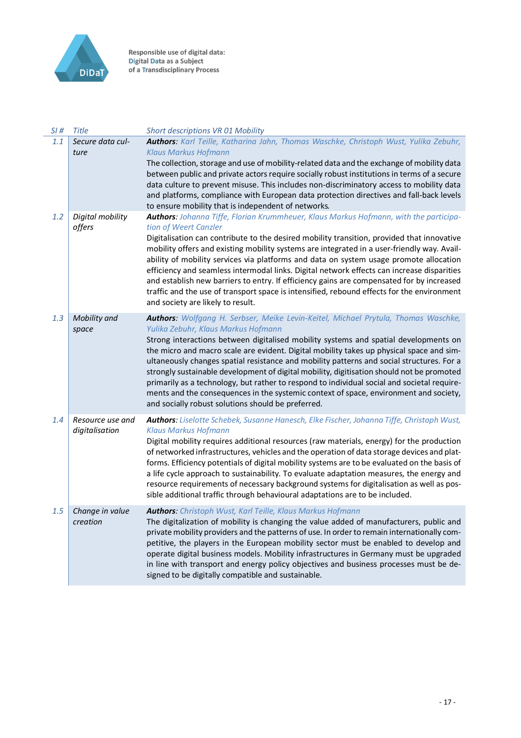| SI # | Title | Short descriptions VR 01 Mobility |
|---|---|---|
| 1.1 | Secure data culture | ***Authors**: Karl Teille, Katharina Jahn, Thomas Waschke, Christoph Wust, Yulika Zebuhr, Klaus Markus Hofmann*<br>The collection, storage and use of mobility-related data and the exchange of mobility data between public and private actors require socially robust institutions in terms of a secure data culture to prevent misuse. This includes non-discriminatory access to mobility data and platforms, compliance with European data protection directives and fall-back levels to ensure mobility that is independent of networks. |
| 1.2 | Digital mobility offers | ***Authors**: Johanna Tiffe, Florian Krummheuer, Klaus Markus Hofmann, with the participation of Weert Canzler*<br>Digitalisation can contribute to the desired mobility transition, provided that innovative mobility offers and existing mobility systems are integrated in a user-friendly way. Availability of mobility services via platforms and data on system usage promote allocation efficiency and seamless intermodal links. Digital network effects can increase disparities and establish new barriers to entry. If efficiency gains are compensated for by increased traffic and the use of transport space is intensified, rebound effects for the environment and society are likely to result. |
| 1.3 | Mobility and space | ***Authors**: Wolfgang H. Serbser, Meike Levin-Keitel, Michael Prytula, Thomas Waschke, Yulika Zebuhr, Klaus Markus Hofmann*<br>Strong interactions between digitalised mobility systems and spatial developments on the micro and macro scale are evident. Digital mobility takes up physical space and simultaneously changes spatial resistance and mobility patterns and social structures. For a strongly sustainable development of digital mobility, digitisation should not be promoted primarily as a technology, but rather to respond to individual social and societal requirements and the consequences in the systemic context of space, environment and society, and socially robust solutions should be preferred. |
| 1.4 | Resource use and digitalisation | ***Authors**: Liselotte Schebek, Susanne Hanesch, Elke Fischer, Johanna Tiffe, Christoph Wust, Klaus Markus Hofmann*<br>Digital mobility requires additional resources (raw materials, energy) for the production of networked infrastructures, vehicles and the operation of data storage devices and platforms. Efficiency potentials of digital mobility systems are to be evaluated on the basis of a life cycle approach to sustainability. To evaluate adaptation measures, the energy and resource requirements of necessary background systems for digitalisation as well as possible additional traffic through behavioural adaptations are to be included. |
| 1.5 | Change in value creation | ***Authors**: Christoph Wust, Karl Teille, Klaus Markus Hofmann*<br>The digitalization of mobility is changing the value added of manufacturers, public and private mobility providers and the patterns of use. In order to remain internationally competitive, the players in the European mobility sector must be enabled to develop and operate digital business models. Mobility infrastructures in Germany must be upgraded in line with transport and energy policy objectives and business processes must be designed to be digitally compatible and sustainable. |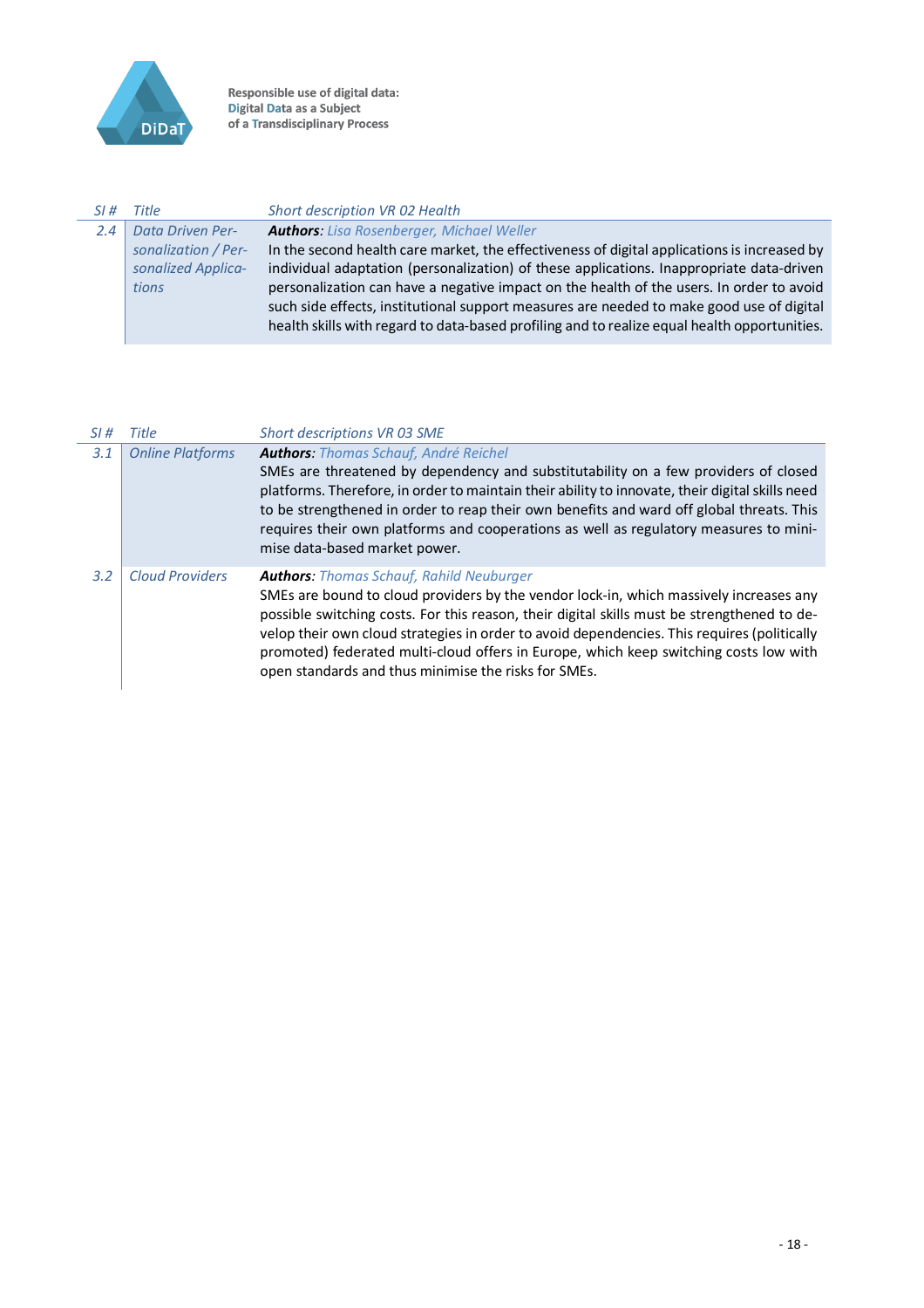| SI # | Title | Short description VR 02 Health |
| --- | --- | --- |
| 2.4 | *Data Driven Personalization / Personalized Applications* | ***Authors**: Lisa Rosenberger, Michael Weller*<br>In the second health care market, the effectiveness of digital applications is increased by individual adaptation (personalization) of these applications. Inappropriate data-driven personalization can have a negative impact on the health of the users. In order to avoid such side effects, institutional support measures are needed to make good use of digital health skills with regard to data-based profiling and to realize equal health opportunities. |

| SI # | Title | Short descriptions VR 03 SME |
| --- | --- | --- |
| 3.1 | *Online Platforms* | ***Authors**: Thomas Schauf, André Reichel*<br>SMEs are threatened by dependency and substitutability on a few providers of closed platforms. Therefore, in order to maintain their ability to innovate, their digital skills need to be strengthened in order to reap their own benefits and ward off global threats. This requires their own platforms and cooperations as well as regulatory measures to minimise data-based market power. |
| 3.2 | *Cloud Providers* | ***Authors**: Thomas Schauf, Rahild Neuburger*<br>SMEs are bound to cloud providers by the vendor lock-in, which massively increases any possible switching costs. For this reason, their digital skills must be strengthened to develop their own cloud strategies in order to avoid dependencies. This requires (politically promoted) federated multi-cloud offers in Europe, which keep switching costs low with open standards and thus minimise the risks for SMEs. |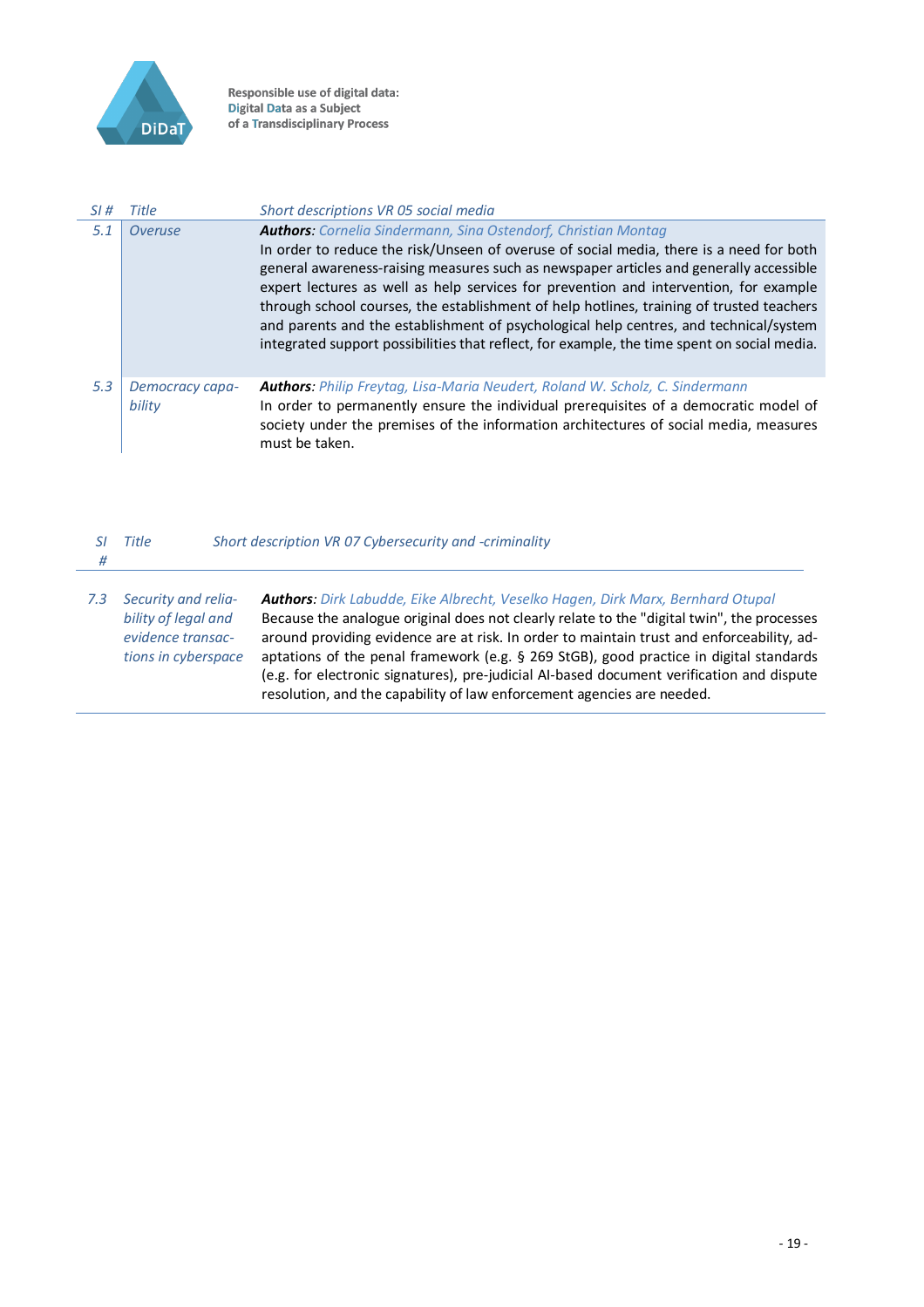| SI # | Title | Short descriptions VR 05 social media |
|---|---|---|
| 5.1 | Overuse | ***Authors**: Cornelia Sindermann, Sina Ostendorf, Christian Montag*<br>In order to reduce the risk/Unseen of overuse of social media, there is a need for both general awareness-raising measures such as newspaper articles and generally accessible expert lectures as well as help services for prevention and intervention, for example through school courses, the establishment of help hotlines, training of trusted teachers and parents and the establishment of psychological help centres, and technical/system integrated support possibilities that reflect, for example, the time spent on social media. |
| 5.3 | Democracy capability | ***Authors**: Philip Freytag, Lisa-Maria Neudert, Roland W. Scholz, C. Sindermann*<br>In order to permanently ensure the individual prerequisites of a democratic model of society under the premises of the information architectures of social media, measures must be taken. |

| SI # | Title | Short description VR 07 Cybersecurity and -criminality |
|---|---|---|
| 7.3 | Security and reliability of legal and evidence transactions in cyberspace | ***Authors**: Dirk Labudde, Eike Albrecht, Veselko Hagen, Dirk Marx, Bernhard Otupal*<br>Because the analogue original does not clearly relate to the "digital twin", the processes around providing evidence are at risk. In order to maintain trust and enforceability, adaptations of the penal framework (e.g. § 269 StGB), good practice in digital standards (e.g. for electronic signatures), pre-judicial AI-based document verification and dispute resolution, and the capability of law enforcement agencies are needed. |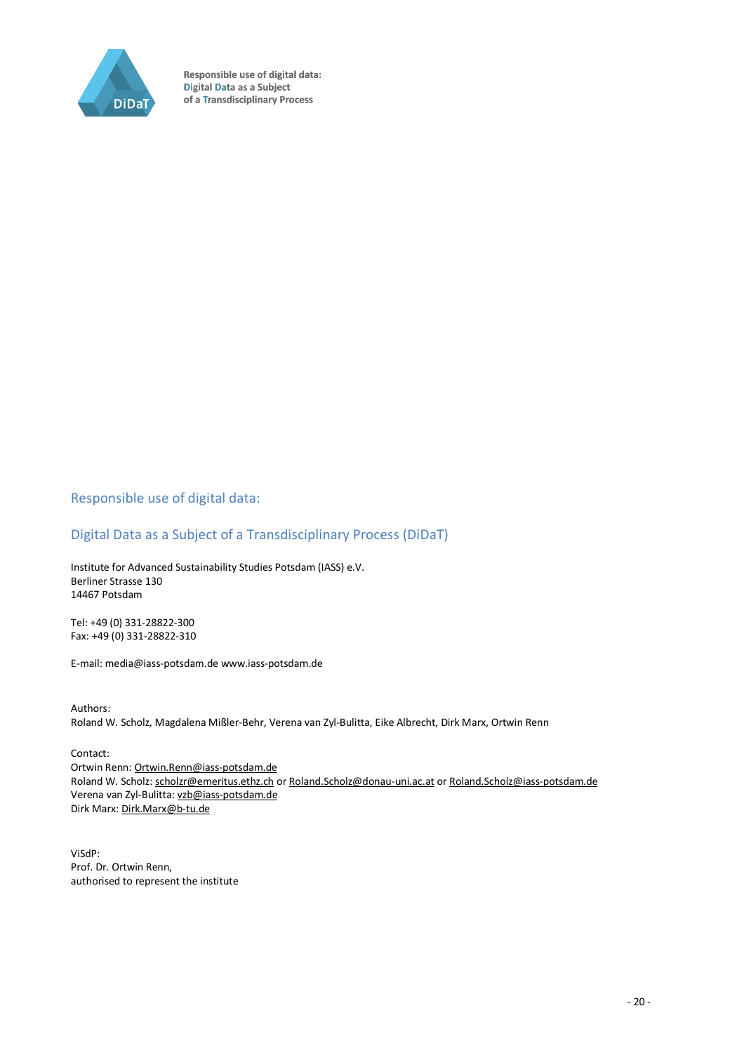Responsible use of digital data:
Digital Data as a Subject
of a Transdisciplinary Process

## Responsible use of digital data:

## Digital Data as a Subject of a Transdisciplinary Process (DiDaT)

Institute for Advanced Sustainability Studies Potsdam (IASS) e.V.
Berliner Strasse 130
14467 Potsdam

Tel: +49 (0) 331-28822-300
Fax: +49 (0) 331-28822-310

E-mail: media@iass-potsdam.de www.iass-potsdam.de

Authors:
Roland W. Scholz, Magdalena Mißler-Behr, Verena van Zyl-Bulitta, Eike Albrecht, Dirk Marx, Ortwin Renn

Contact:
Ortwin Renn: Ortwin.Renn@iass-potsdam.de
Roland W. Scholz: scholzr@emeritus.ethz.ch or Roland.Scholz@donau-uni.ac.at or Roland.Scholz@iass-potsdam.de
Verena van Zyl-Bulitta: vzb@iass-potsdam.de
Dirk Marx: Dirk.Marx@b-tu.de

ViSdP:
Prof. Dr. Ortwin Renn,
authorised to represent the institute